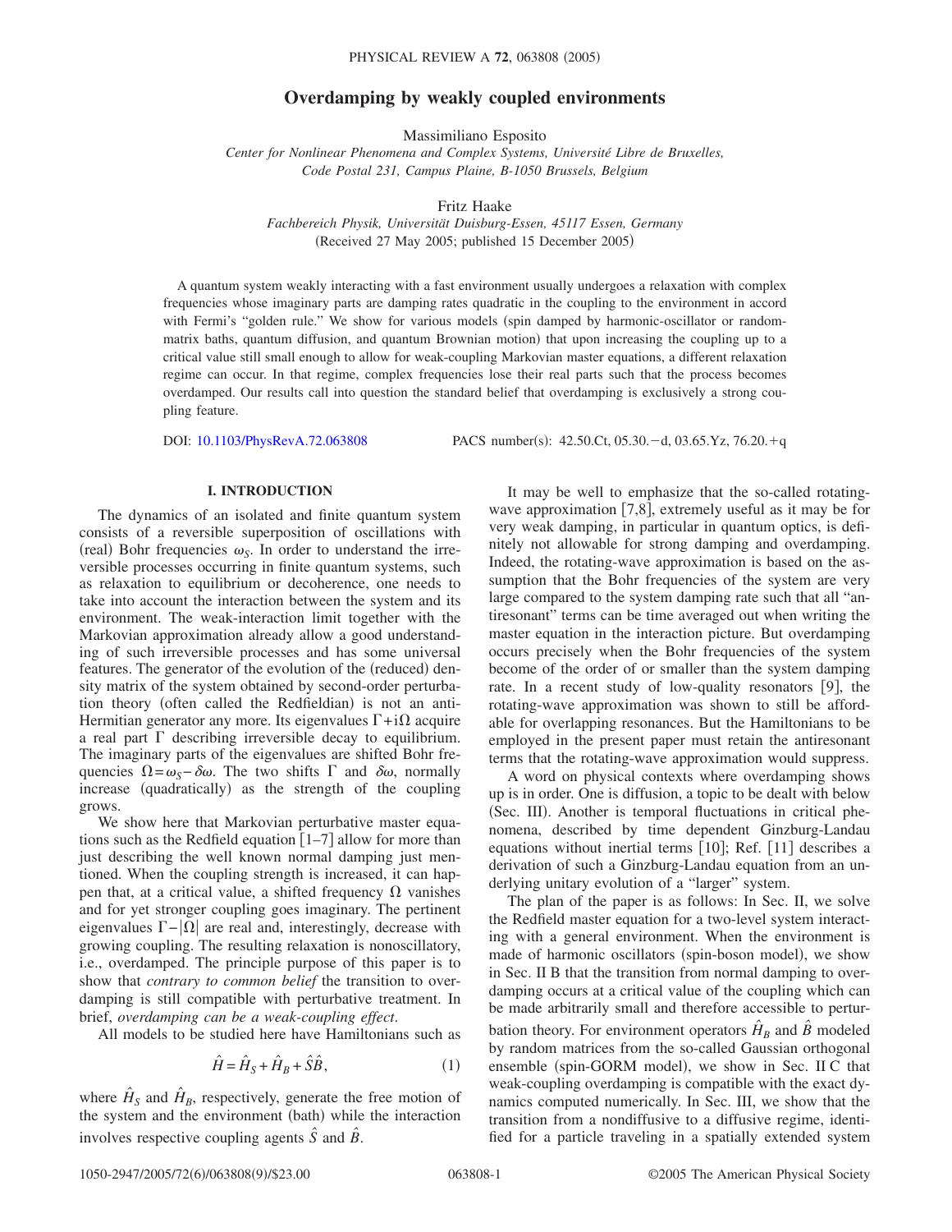# Overdamping by weakly coupled environments

Massimiliano Esposito

*Center for Nonlinear Phenomena and Complex Systems, Université Libre de Bruxelles, Code Postal 231, Campus Plaine, B-1050 Brussels, Belgium*

Fritz Haake

*Fachbereich Physik, Universität Duisburg-Essen, 45117 Essen, Germany*

(Received 27 May 2005; published 15 December 2005)

A quantum system weakly interacting with a fast environment usually undergoes a relaxation with complex frequencies whose imaginary parts are damping rates quadratic in the coupling to the environment in accord with Fermi's "golden rule." We show for various models (spin damped by harmonic-oscillator or random-matrix baths, quantum diffusion, and quantum Brownian motion) that upon increasing the coupling up to a critical value still small enough to allow for weak-coupling Markovian master equations, a different relaxation regime can occur. In that regime, complex frequencies lose their real parts such that the process becomes overdamped. Our results call into question the standard belief that overdamping is exclusively a strong coupling feature.

DOI: 10.1103/PhysRevA.72.063808 PACS number(s): 42.50.Ct, 05.30.−d, 03.65.Yz, 76.20.+q

## I. INTRODUCTION

The dynamics of an isolated and finite quantum system consists of a reversible superposition of oscillations with (real) Bohr frequencies $\omega_S$. In order to understand the irreversible processes occurring in finite quantum systems, such as relaxation to equilibrium or decoherence, one needs to take into account the interaction between the system and its environment. The weak-interaction limit together with the Markovian approximation already allow a good understanding of such irreversible processes and has some universal features. The generator of the evolution of the (reduced) density matrix of the system obtained by second-order perturbation theory (often called the Redfieldian) is not an anti-Hermitian generator any more. Its eigenvalues $\Gamma + i\Omega$ acquire a real part $\Gamma$ describing irreversible decay to equilibrium. The imaginary parts of the eigenvalues are shifted Bohr frequencies $\Omega = \omega_S - \delta\omega$. The two shifts $\Gamma$ and $\delta\omega$, normally increase (quadratically) as the strength of the coupling grows.

We show here that Markovian perturbative master equations such as the Redfield equation [1–7] allow for more than just describing the well known normal damping just mentioned. When the coupling strength is increased, it can happen that, at a critical value, a shifted frequency $\Omega$ vanishes and for yet stronger coupling goes imaginary. The pertinent eigenvalues $\Gamma - |\Omega|$ are real and, interestingly, decrease with growing coupling. The resulting relaxation is nonoscillatory, i.e., overdamped. The principle purpose of this paper is to show that *contrary to common belief* the transition to overdamping is still compatible with perturbative treatment. In brief, *overdamping can be a weak-coupling effect*.

All models to be studied here have Hamiltonians such as

$$\hat{H} = \hat{H}_S + \hat{H}_B + \hat{S}\hat{B}, \tag{1}$$

where $\hat{H}_S$ and $\hat{H}_B$, respectively, generate the free motion of the system and the environment (bath) while the interaction involves respective coupling agents $\hat{S}$ and $\hat{B}$.

It may be well to emphasize that the so-called rotating-wave approximation [7,8], extremely useful as it may be for very weak damping, in particular in quantum optics, is definitely not allowable for strong damping and overdamping. Indeed, the rotating-wave approximation is based on the assumption that the Bohr frequencies of the system are very large compared to the system damping rate such that all "antiresonant" terms can be time averaged out when writing the master equation in the interaction picture. But overdamping occurs precisely when the Bohr frequencies of the system become of the order of or smaller than the system damping rate. In a recent study of low-quality resonators [9], the rotating-wave approximation was shown to still be affordable for overlapping resonances. But the Hamiltonians to be employed in the present paper must retain the antiresonant terms that the rotating-wave approximation would suppress.

A word on physical contexts where overdamping shows up is in order. One is diffusion, a topic to be dealt with below (Sec. III). Another is temporal fluctuations in critical phenomena, described by time dependent Ginzburg-Landau equations without inertial terms [10]; Ref. [11] describes a derivation of such a Ginzburg-Landau equation from an underlying unitary evolution of a "larger" system.

The plan of the paper is as follows: In Sec. II, we solve the Redfield master equation for a two-level system interacting with a general environment. When the environment is made of harmonic oscillators (spin-boson model), we show in Sec. II B that the transition from normal damping to overdamping occurs at a critical value of the coupling which can be made arbitrarily small and therefore accessible to perturbation theory. For environment operators $\hat{H}_B$ and $\hat{B}$ modeled by random matrices from the so-called Gaussian orthogonal ensemble (spin-GORM model), we show in Sec. II C that weak-coupling overdamping is compatible with the exact dynamics computed numerically. In Sec. III, we show that the transition from a nondiffusive to a diffusive regime, identified for a particle traveling in a spatially extended system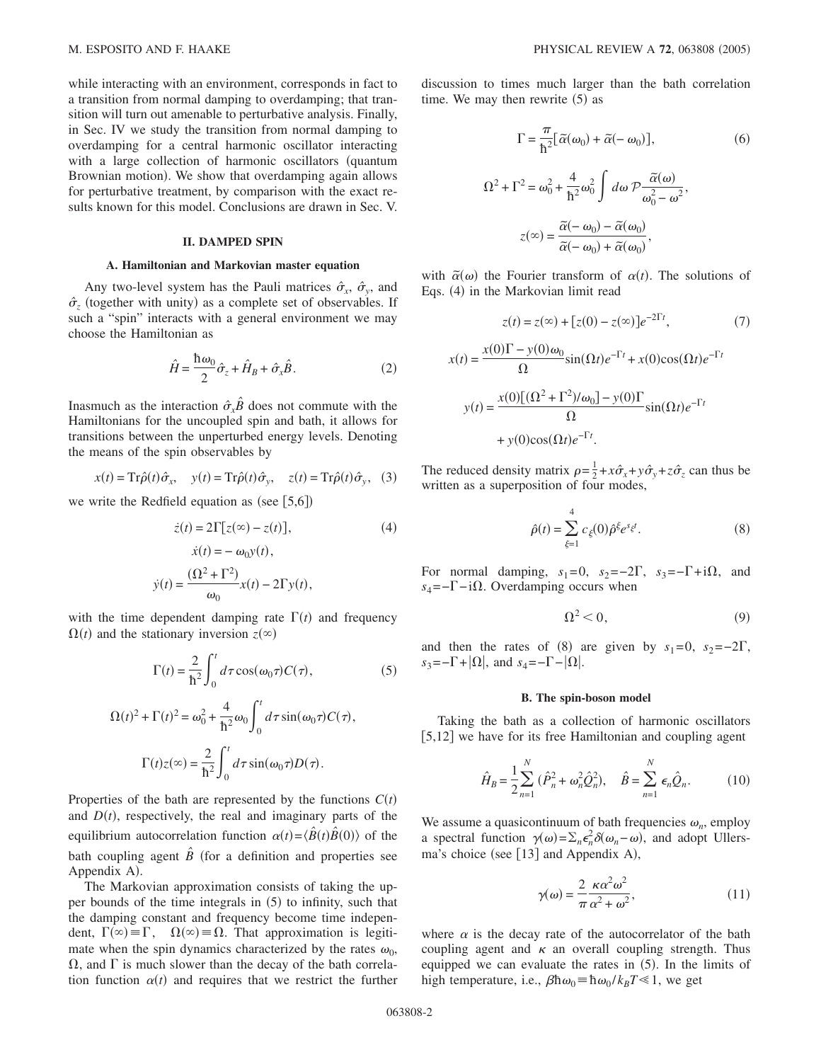while interacting with an environment, corresponds in fact to a transition from normal damping to overdamping; that transition will turn out amenable to perturbative analysis. Finally, in Sec. IV we study the transition from normal damping to overdamping for a central harmonic oscillator interacting with a large collection of harmonic oscillators (quantum Brownian motion). We show that overdamping again allows for perturbative treatment, by comparison with the exact results known for this model. Conclusions are drawn in Sec. V.

## II. DAMPED SPIN

### A. Hamiltonian and Markovian master equation

Any two-level system has the Pauli matrices $\hat{\sigma}_x$, $\hat{\sigma}_y$, and $\hat{\sigma}_z$ (together with unity) as a complete set of observables. If such a "spin" interacts with a general environment we may choose the Hamiltonian as

$$\hat{H} = \frac{\hbar\omega_0}{2}\hat{\sigma}_z + \hat{H}_B + \hat{\sigma}_x\hat{B}. \tag{2}$$

Inasmuch as the interaction $\hat{\sigma}_x\hat{B}$ does not commute with the Hamiltonians for the uncoupled spin and bath, it allows for transitions between the unperturbed energy levels. Denoting the means of the spin observables by

$$x(t) = \mathrm{Tr}\hat{\rho}(t)\hat{\sigma}_x, \quad y(t) = \mathrm{Tr}\hat{\rho}(t)\hat{\sigma}_y, \quad z(t) = \mathrm{Tr}\hat{\rho}(t)\hat{\sigma}_y, \tag{3}$$

we write the Redfield equation as (see [5,6])

$$\dot{z}(t) = 2\Gamma[z(\infty) - z(t)], \tag{4}$$

$$\dot{x}(t) = -\omega_0 y(t),$$

$$\dot{y}(t) = \frac{(\Omega^2 + \Gamma^2)}{\omega_0}x(t) - 2\Gamma y(t),$$

with the time dependent damping rate $\Gamma(t)$ and frequency $\Omega(t)$ and the stationary inversion $z(\infty)$

$$\Gamma(t) = \frac{2}{\hbar^2}\int_0^t d\tau \cos(\omega_0\tau)C(\tau), \tag{5}$$

$$\Omega(t)^2 + \Gamma(t)^2 = \omega_0^2 + \frac{4}{\hbar^2}\omega_0\int_0^t d\tau \sin(\omega_0\tau)C(\tau),$$

$$\Gamma(t)z(\infty) = \frac{2}{\hbar^2}\int_0^t d\tau \sin(\omega_0\tau)D(\tau).$$

Properties of the bath are represented by the functions $C(t)$ and $D(t)$, respectively, the real and imaginary parts of the equilibrium autocorrelation function $\alpha(t) = \langle\hat{B}(t)\hat{B}(0)\rangle$ of the bath coupling agent $\hat{B}$ (for a definition and properties see Appendix A).

The Markovian approximation consists of taking the upper bounds of the time integrals in (5) to infinity, such that the damping constant and frequency become time independent, $\Gamma(\infty) \equiv \Gamma$, $\Omega(\infty) \equiv \Omega$. That approximation is legitimate when the spin dynamics characterized by the rates $\omega_0$, $\Omega$, and $\Gamma$ is much slower than the decay of the bath correlation function $\alpha(t)$ and requires that we restrict the further discussion to times much larger than the bath correlation time. We may then rewrite (5) as

$$\Gamma = \frac{\pi}{\hbar^2}[\tilde{\alpha}(\omega_0) + \tilde{\alpha}(-\omega_0)], \tag{6}$$

$$\Omega^2 + \Gamma^2 = \omega_0^2 + \frac{4}{\hbar^2}\omega_0^2\int d\omega\, \mathcal{P}\frac{\tilde{\alpha}(\omega)}{\omega_0^2 - \omega^2},$$

$$z(\infty) = \frac{\tilde{\alpha}(-\omega_0) - \tilde{\alpha}(\omega_0)}{\tilde{\alpha}(-\omega_0) + \tilde{\alpha}(\omega_0)},$$

with $\tilde{\alpha}(\omega)$ the Fourier transform of $\alpha(t)$. The solutions of Eqs. (4) in the Markovian limit read

$$z(t) = z(\infty) + [z(0) - z(\infty)]e^{-2\Gamma t}, \tag{7}$$

$$x(t) = \frac{x(0)\Gamma - y(0)\omega_0}{\Omega}\sin(\Omega t)e^{-\Gamma t} + x(0)\cos(\Omega t)e^{-\Gamma t}$$

$$y(t) = \frac{x(0)[(\Omega^2 + \Gamma^2)/\omega_0] - y(0)\Gamma}{\Omega}\sin(\Omega t)e^{-\Gamma t} + y(0)\cos(\Omega t)e^{-\Gamma t}.$$

The reduced density matrix $\rho = \frac{1}{2} + x\hat{\sigma}_x + y\hat{\sigma}_y + z\hat{\sigma}_z$ can thus be written as a superposition of four modes,

$$\hat{\rho}(t) = \sum_{\xi=1}^{4} c_\xi(0)\hat{\rho}^\xi e^{s_\xi t}. \tag{8}$$

For normal damping, $s_1 = 0$, $s_2 = -2\Gamma$, $s_3 = -\Gamma + \mathrm{i}\Omega$, and $s_4 = -\Gamma - \mathrm{i}\Omega$. Overdamping occurs when

$$\Omega^2 < 0, \tag{9}$$

and then the rates of (8) are given by $s_1 = 0$, $s_2 = -2\Gamma$, $s_3 = -\Gamma + |\Omega|$, and $s_4 = -\Gamma - |\Omega|$.

### B. The spin-boson model

Taking the bath as a collection of harmonic oscillators [5,12] we have for its free Hamiltonian and coupling agent

$$\hat{H}_B = \frac{1}{2}\sum_{n=1}^{N}(\hat{P}_n^2 + \omega_n^2\hat{Q}_n^2), \quad \hat{B} = \sum_{n=1}^{N}\epsilon_n\hat{Q}_n. \tag{10}$$

We assume a quasicontinuum of bath frequencies $\omega_n$, employ a spectral function $\gamma(\omega) = \sum_n \epsilon_n^2\delta(\omega_n - \omega)$, and adopt Ullersma's choice (see [13] and Appendix A),

$$\gamma(\omega) = \frac{2}{\pi}\frac{\kappa\alpha^2\omega^2}{\alpha^2 + \omega^2}, \tag{11}$$

where $\alpha$ is the decay rate of the autocorrelator of the bath coupling agent and $\kappa$ an overall coupling strength. Thus equipped we can evaluate the rates in (5). In the limits of high temperature, i.e., $\beta\hbar\omega_0 \equiv \hbar\omega_0/k_BT \ll 1$, we get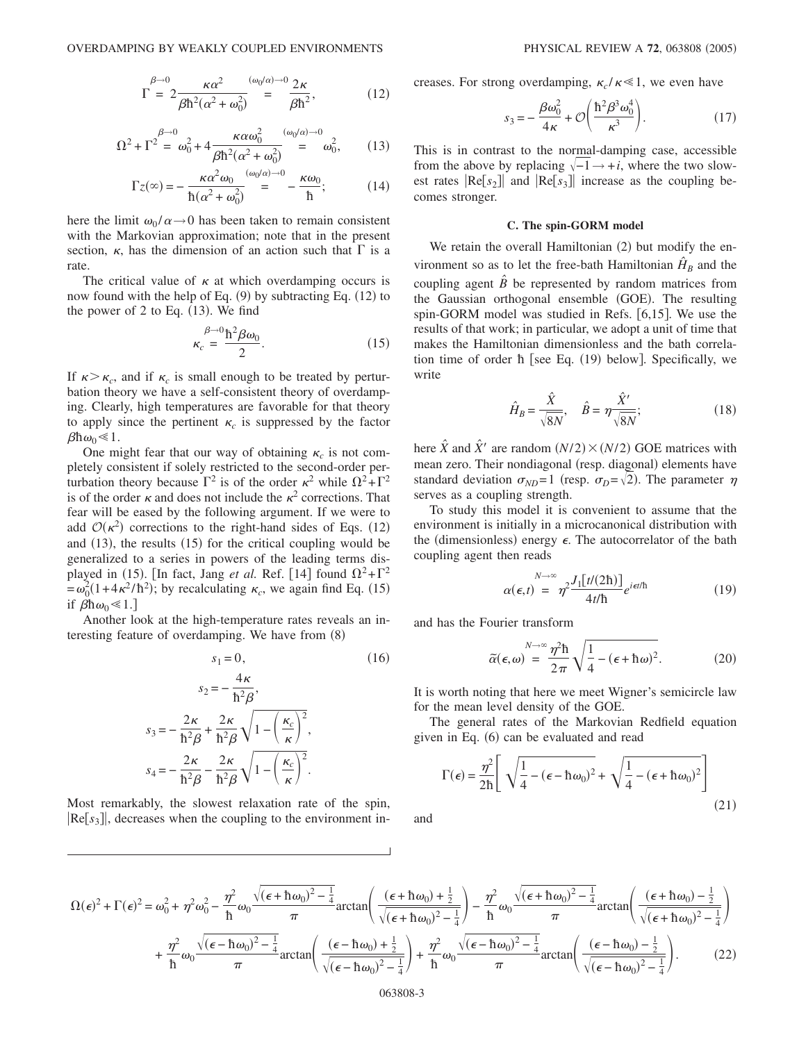$$\Gamma \overset{\beta\to 0}{=} 2\frac{\kappa\alpha^2}{\beta\hbar^2(\alpha^2+\omega_0^2)} \overset{(\omega_0/\alpha)\to 0}{=} \frac{2\kappa}{\beta\hbar^2}, \tag{12}$$

$$\Omega^2+\Gamma^2 \overset{\beta\to 0}{=} \omega_0^2 + 4\frac{\kappa\alpha\omega_0^2}{\beta\hbar^2(\alpha^2+\omega_0^2)} \overset{(\omega_0/\alpha)\to 0}{=} \omega_0^2, \tag{13}$$

$$\Gamma z(\infty) = -\frac{\kappa\alpha^2\omega_0}{\hbar(\alpha^2+\omega_0^2)} \overset{(\omega_0/\alpha)\to 0}{=} -\frac{\kappa\omega_0}{\hbar}; \tag{14}$$

here the limit $\omega_0/\alpha \to 0$ has been taken to remain consistent with the Markovian approximation; note that in the present section, $\kappa$, has the dimension of an action such that $\Gamma$ is a rate.

The critical value of $\kappa$ at which overdamping occurs is now found with the help of Eq. (9) by subtracting Eq. (12) to the power of 2 to Eq. (13). We find

$$\kappa_c \overset{\beta\to 0}{=} \frac{\hbar^2\beta\omega_0}{2}. \tag{15}$$

If $\kappa > \kappa_c$, and if $\kappa_c$ is small enough to be treated by perturbation theory we have a self-consistent theory of overdamping. Clearly, high temperatures are favorable for that theory to apply since the pertinent $\kappa_c$ is suppressed by the factor $\beta\hbar\omega_0 \ll 1$.

One might fear that our way of obtaining $\kappa_c$ is not completely consistent if solely restricted to the second-order perturbation theory because $\Gamma^2$ is of the order $\kappa^2$ while $\Omega^2+\Gamma^2$ is of the order $\kappa$ and does not include the $\kappa^2$ corrections. That fear will be eased by the following argument. If we were to add $\mathcal{O}(\kappa^2)$ corrections to the right-hand sides of Eqs. (12) and (13), the results (15) for the critical coupling would be generalized to a series in powers of the leading terms displayed in (15). [In fact, Jang *et al.* Ref. [14] found $\Omega^2+\Gamma^2 = \omega_0^2(1+4\kappa^2/\hbar^2)$; by recalculating $\kappa_c$, we again find Eq. (15) if $\beta\hbar\omega_0 \ll 1$.]

Another look at the high-temperature rates reveals an interesting feature of overdamping. We have from (8)

$$s_1 = 0, \tag{16}$$

$$s_2 = -\frac{4\kappa}{\hbar^2\beta},$$

$$s_3 = -\frac{2\kappa}{\hbar^2\beta} + \frac{2\kappa}{\hbar^2\beta}\sqrt{1-\left(\frac{\kappa_c}{\kappa}\right)^2},$$

$$s_4 = -\frac{2\kappa}{\hbar^2\beta} - \frac{2\kappa}{\hbar^2\beta}\sqrt{1-\left(\frac{\kappa_c}{\kappa}\right)^2}.$$

Most remarkably, the slowest relaxation rate of the spin, $|\mathrm{Re}[s_3]|$, decreases when the coupling to the environment increases. For strong overdamping, $\kappa_c/\kappa \ll 1$, we even have

$$s_3 = -\frac{\beta\omega_0^2}{4\kappa} + \mathcal{O}\left(\frac{\hbar^2\beta^3\omega_0^4}{\kappa^3}\right). \tag{17}$$

This is in contrast to the normal-damping case, accessible from the above by replacing $\sqrt{-1} \to +i$, where the two slowest rates $|\mathrm{Re}[s_2]|$ and $|\mathrm{Re}[s_3]|$ increase as the coupling becomes stronger.

### C. The spin-GORM model

We retain the overall Hamiltonian (2) but modify the environment so as to let the free-bath Hamiltonian $\hat{H}_B$ and the coupling agent $\hat{B}$ be represented by random matrices from the Gaussian orthogonal ensemble (GOE). The resulting spin-GORM model was studied in Refs. [6,15]. We use the results of that work; in particular, we adopt a unit of time that makes the Hamiltonian dimensionless and the bath correlation time of order $\hbar$ [see Eq. (19) below]. Specifically, we write

$$\hat{H}_B = \frac{\hat{X}}{\sqrt{8N}}, \quad \hat{B} = \eta\frac{\hat{X}'}{\sqrt{8N}}; \tag{18}$$

here $\hat{X}$ and $\hat{X}'$ are random $(N/2)\times(N/2)$ GOE matrices with mean zero. Their nondiagonal (resp. diagonal) elements have standard deviation $\sigma_{ND}=1$ (resp. $\sigma_D=\sqrt{2}$). The parameter $\eta$ serves as a coupling strength.

To study this model it is convenient to assume that the environment is initially in a microcanonical distribution with the (dimensionless) energy $\epsilon$. The autocorrelator of the bath coupling agent then reads

$$\alpha(\epsilon,t) \overset{N\to\infty}{=} \eta^2\frac{J_1[t/(2\hbar)]}{4t/\hbar}e^{i\epsilon t/\hbar} \tag{19}$$

and has the Fourier transform

$$\tilde{\alpha}(\epsilon,\omega) \overset{N\to\infty}{=} \frac{\eta^2\hbar}{2\pi}\sqrt{\frac{1}{4}-(\epsilon+\hbar\omega)^2}. \tag{20}$$

It is worth noting that here we meet Wigner's semicircle law for the mean level density of the GOE.

The general rates of the Markovian Redfield equation given in Eq. (6) can be evaluated and read

$$\Gamma(\epsilon) = \frac{\eta^2}{2\hbar}\left[\sqrt{\frac{1}{4}-(\epsilon-\hbar\omega_0)^2} + \sqrt{\frac{1}{4}-(\epsilon+\hbar\omega_0)^2}\right] \tag{21}$$

and

$$\begin{aligned}\Omega(\epsilon)^2+\Gamma(\epsilon)^2 = {} & \omega_0^2 + \eta^2\omega_0^2 - \frac{\eta^2}{\hbar}\omega_0\frac{\sqrt{(\epsilon+\hbar\omega_0)^2-\frac{1}{4}}}{\pi}\arctan\left(\frac{(\epsilon+\hbar\omega_0)+\frac{1}{2}}{\sqrt{(\epsilon+\hbar\omega_0)^2-\frac{1}{4}}}\right) - \frac{\eta^2}{\hbar}\omega_0\frac{\sqrt{(\epsilon+\hbar\omega_0)^2-\frac{1}{4}}}{\pi}\arctan\left(\frac{(\epsilon+\hbar\omega_0)-\frac{1}{2}}{\sqrt{(\epsilon+\hbar\omega_0)^2-\frac{1}{4}}}\right) \\ & + \frac{\eta^2}{\hbar}\omega_0\frac{\sqrt{(\epsilon-\hbar\omega_0)^2-\frac{1}{4}}}{\pi}\arctan\left(\frac{(\epsilon-\hbar\omega_0)+\frac{1}{2}}{\sqrt{(\epsilon-\hbar\omega_0)^2-\frac{1}{4}}}\right) + \frac{\eta^2}{\hbar}\omega_0\frac{\sqrt{(\epsilon-\hbar\omega_0)^2-\frac{1}{4}}}{\pi}\arctan\left(\frac{(\epsilon-\hbar\omega_0)-\frac{1}{2}}{\sqrt{(\epsilon-\hbar\omega_0)^2-\frac{1}{4}}}\right).\end{aligned} \tag{22}$$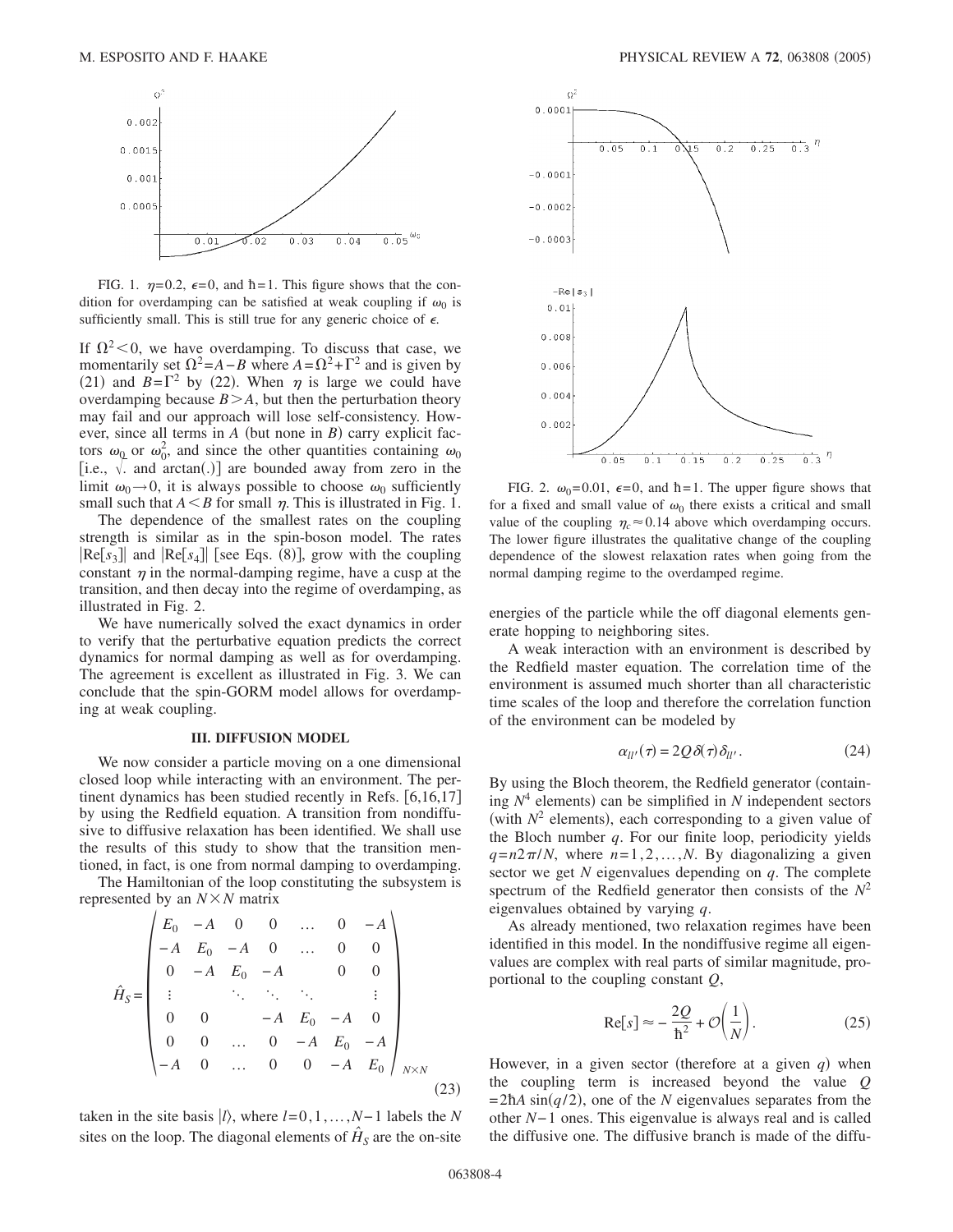FIG. 1. $\eta=0.2$, $\epsilon=0$, and $\hbar=1$. This figure shows that the condition for overdamping can be satisfied at weak coupling if $\omega_0$ is sufficiently small. This is still true for any generic choice of $\epsilon$.

If $\Omega^2<0$, we have overdamping. To discuss that case, we momentarily set $\Omega^2=A-B$ where $A=\Omega^2+\Gamma^2$ and is given by (21) and $B=\Gamma^2$ by (22). When $\eta$ is large we could have overdamping because $B>A$, but then the perturbation theory may fail and our approach will lose self-consistency. However, since all terms in $A$ (but none in $B$) carry explicit factors $\omega_0$ or $\omega_0^2$, and since the other quantities containing $\omega_0$ [i.e., $\sqrt{.}$ and $\arctan(.)$] are bounded away from zero in the limit $\omega_0\to 0$, it is always possible to choose $\omega_0$ sufficiently small such that $A<B$ for small $\eta$. This is illustrated in Fig. 1.

The dependence of the smallest rates on the coupling strength is similar as in the spin-boson model. The rates $|\text{Re}[s_3]|$ and $|\text{Re}[s_4]|$ [see Eqs. (8)], grow with the coupling constant $\eta$ in the normal-damping regime, have a cusp at the transition, and then decay into the regime of overdamping, as illustrated in Fig. 2.

We have numerically solved the exact dynamics in order to verify that the perturbative equation predicts the correct dynamics for normal damping as well as for overdamping. The agreement is excellent as illustrated in Fig. 3. We can conclude that the spin-GORM model allows for overdamping at weak coupling.

### III. DIFFUSION MODEL

We now consider a particle moving on a one dimensional closed loop while interacting with an environment. The pertinent dynamics has been studied recently in Refs. [6,16,17] by using the Redfield equation. A transition from nondiffusive to diffusive relaxation has been identified. We shall use the results of this study to show that the transition mentioned, in fact, is one from normal damping to overdamping.

The Hamiltonian of the loop constituting the subsystem is represented by an $N\times N$ matrix

$$
\hat{H}_S=\begin{pmatrix} E_0 & -A & 0 & 0 & \dots & 0 & -A \\ -A & E_0 & -A & 0 & \dots & 0 & 0 \\ 0 & -A & E_0 & -A & & 0 & 0 \\ \vdots & & \ddots & \ddots & \ddots & & \vdots \\ 0 & 0 & & -A & E_0 & -A & 0 \\ 0 & 0 & \dots & 0 & -A & E_0 & -A \\ -A & 0 & \dots & 0 & 0 & -A & E_0 \end{pmatrix}_{N\times N} \tag{23}
$$

taken in the site basis $|l\rangle$, where $l=0,1,\ldots,N-1$ labels the $N$ sites on the loop. The diagonal elements of $\hat{H}_S$ are the on-site energies of the particle while the off diagonal elements generate hopping to neighboring sites.

FIG. 2. $\omega_0=0.01$, $\epsilon=0$, and $\hbar=1$. The upper figure shows that for a fixed and small value of $\omega_0$ there exists a critical and small value of the coupling $\eta_c\approx 0.14$ above which overdamping occurs. The lower figure illustrates the qualitative change of the coupling dependence of the slowest relaxation rates when going from the normal damping regime to the overdamped regime.

A weak interaction with an environment is described by the Redfield master equation. The correlation time of the environment is assumed much shorter than all characteristic time scales of the loop and therefore the correlation function of the environment can be modeled by

$$
\alpha_{ll'}(\tau)=2Q\delta(\tau)\delta_{ll'}. \tag{24}
$$

By using the Bloch theorem, the Redfield generator (containing $N^4$ elements) can be simplified in $N$ independent sectors (with $N^2$ elements), each corresponding to a given value of the Bloch number $q$. For our finite loop, periodicity yields $q=n2\pi/N$, where $n=1,2,\ldots,N$. By diagonalizing a given sector we get $N$ eigenvalues depending on $q$. The complete spectrum of the Redfield generator then consists of the $N^2$ eigenvalues obtained by varying $q$.

As already mentioned, two relaxation regimes have been identified in this model. In the nondiffusive regime all eigenvalues are complex with real parts of similar magnitude, proportional to the coupling constant $Q$,

$$
\text{Re}[s]\approx -\frac{2Q}{\hbar^2}+\mathcal{O}\left(\frac{1}{N}\right). \tag{25}
$$

However, in a given sector (therefore at a given $q$) when the coupling term is increased beyond the value $Q=2\hbar A\sin(q/2)$, one of the $N$ eigenvalues separates from the other $N-1$ ones. This eigenvalue is always real and is called the diffusive one. The diffusive branch is made of the diffu-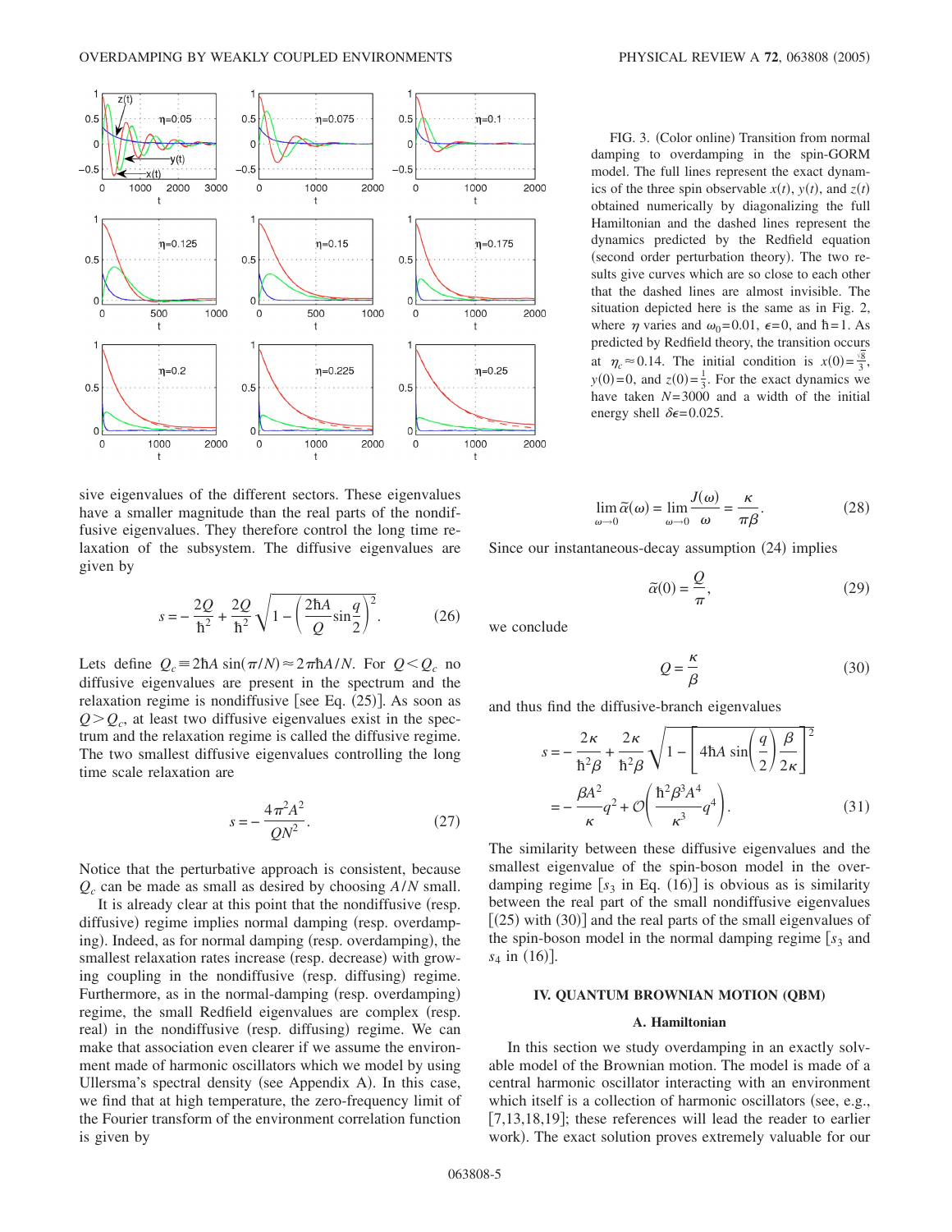FIG. 3. (Color online) Transition from normal damping to overdamping in the spin-GORM model. The full lines represent the exact dynamics of the three spin observable $x(t)$, $y(t)$, and $z(t)$ obtained numerically by diagonalizing the full Hamiltonian and the dashed lines represent the dynamics predicted by the Redfield equation (second order perturbation theory). The two results give curves which are so close to each other that the dashed lines are almost invisible. The situation depicted here is the same as in Fig. 2, where $\eta$ varies and $\omega_0=0.01$, $\epsilon=0$, and $\hbar=1$. As predicted by Redfield theory, the transition occurs at $\eta_c\approx 0.14$. The initial condition is $x(0)=\frac{\sqrt{8}}{3}$, $y(0)=0$, and $z(0)=\frac{1}{3}$. For the exact dynamics we have taken $N=3000$ and a width of the initial energy shell $\delta\epsilon=0.025$.

sive eigenvalues of the different sectors. These eigenvalues have a smaller magnitude than the real parts of the nondiffusive eigenvalues. They therefore control the long time relaxation of the subsystem. The diffusive eigenvalues are given by

$$s=-\frac{2Q}{\hbar^2}+\frac{2Q}{\hbar^2}\sqrt{1-\left(\frac{2\hbar A}{Q}\sin\frac{q}{2}\right)^2}. \tag{26}$$

Lets define $Q_c\equiv 2\hbar A\sin(\pi/N)\approx 2\pi\hbar A/N$. For $Q<Q_c$ no diffusive eigenvalues are present in the spectrum and the relaxation regime is nondiffusive [see Eq. (25)]. As soon as $Q>Q_c$, at least two diffusive eigenvalues exist in the spectrum and the relaxation regime is called the diffusive regime. The two smallest diffusive eigenvalues controlling the long time scale relaxation are

$$s=-\frac{4\pi^2A^2}{QN^2}. \tag{27}$$

Notice that the perturbative approach is consistent, because $Q_c$ can be made as small as desired by choosing $A/N$ small.

It is already clear at this point that the nondiffusive (resp. diffusive) regime implies normal damping (resp. overdamping). Indeed, as for normal damping (resp. overdamping), the smallest relaxation rates increase (resp. decrease) with growing coupling in the nondiffusive (resp. diffusing) regime. Furthermore, as in the normal-damping (resp. overdamping) regime, the small Redfield eigenvalues are complex (resp. real) in the nondiffusive (resp. diffusing) regime. We can make that association even clearer if we assume the environment made of harmonic oscillators which we model by using Ullersma's spectral density (see Appendix A). In this case, we find that at high temperature, the zero-frequency limit of the Fourier transform of the environment correlation function is given by

$$\lim_{\omega\to 0}\tilde{\alpha}(\omega)=\lim_{\omega\to 0}\frac{J(\omega)}{\omega}=\frac{\kappa}{\pi\beta}. \tag{28}$$

Since our instantaneous-decay assumption (24) implies

$$\tilde{\alpha}(0)=\frac{Q}{\pi}, \tag{29}$$

we conclude

$$Q=\frac{\kappa}{\beta} \tag{30}$$

and thus find the diffusive-branch eigenvalues

$$\begin{aligned} s&=-\frac{2\kappa}{\hbar^2\beta}+\frac{2\kappa}{\hbar^2\beta}\sqrt{1-\left[4\hbar A\sin\left(\frac{q}{2}\right)\frac{\beta}{2\kappa}\right]^2}\\ &=-\frac{\beta A^2}{\kappa}q^2+\mathcal{O}\left(\frac{\hbar^2\beta^3A^4}{\kappa^3}q^4\right). \end{aligned} \tag{31}$$

The similarity between these diffusive eigenvalues and the smallest eigenvalue of the spin-boson model in the overdamping regime [$s_3$ in Eq. (16)] is obvious as is similarity between the real part of the small nondiffusive eigenvalues [(25) with (30)] and the real parts of the small eigenvalues of the spin-boson model in the normal damping regime [$s_3$ and $s_4$ in (16)].

## IV. QUANTUM BROWNIAN MOTION (QBM)

### A. Hamiltonian

In this section we study overdamping in an exactly solvable model of the Brownian motion. The model is made of a central harmonic oscillator interacting with an environment which itself is a collection of harmonic oscillators (see, e.g., [7,13,18,19]; these references will lead the reader to earlier work). The exact solution proves extremely valuable for our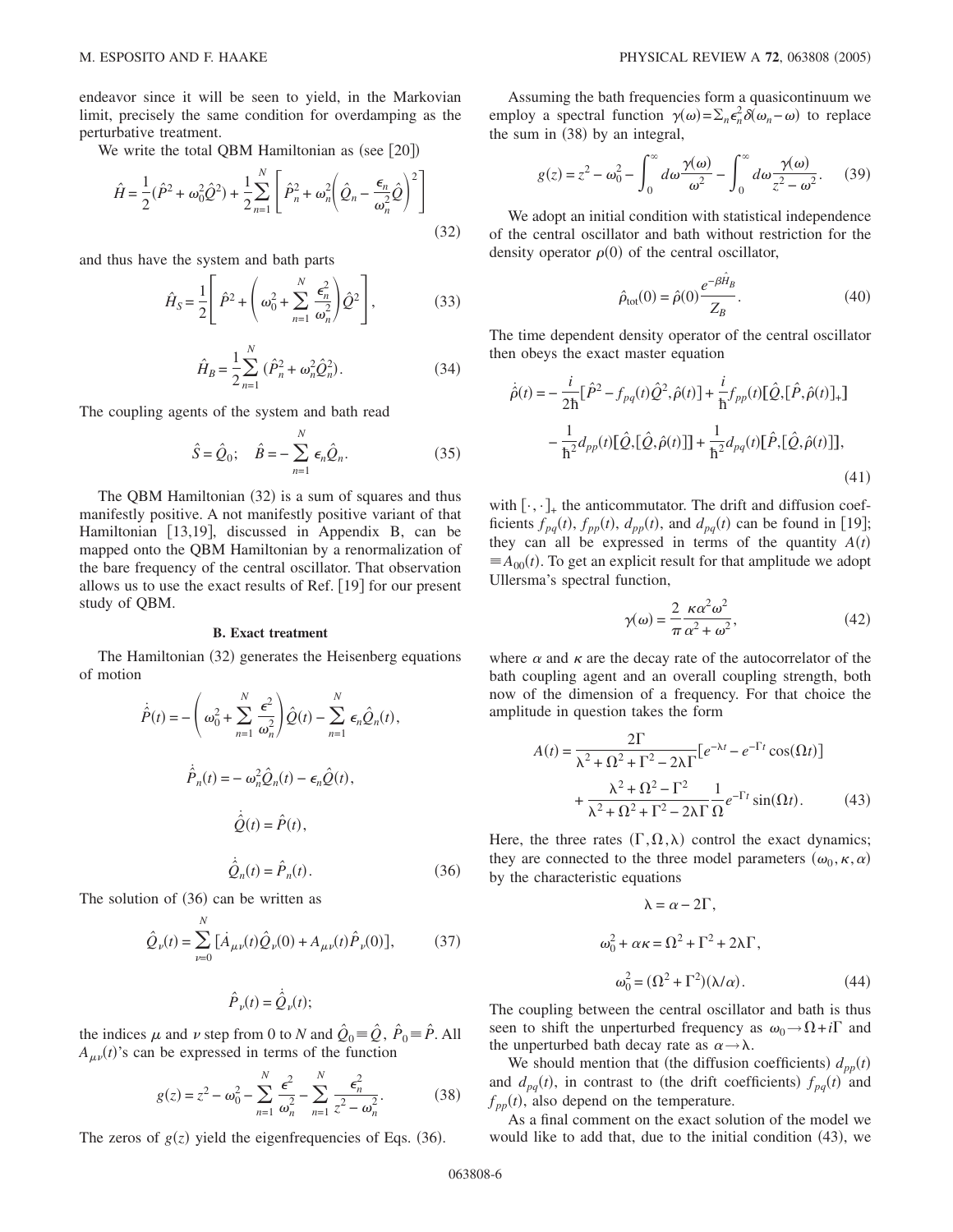endeavor since it will be seen to yield, in the Markovian limit, precisely the same condition for overdamping as the perturbative treatment.

We write the total QBM Hamiltonian as (see [20])

$$\hat{H} = \frac{1}{2}(\hat{P}^2 + \omega_0^2\hat{Q}^2) + \frac{1}{2}\sum_{n=1}^{N}\left[\hat{P}_n^2 + \omega_n^2\left(\hat{Q}_n - \frac{\epsilon_n}{\omega_n^2}\hat{Q}\right)^2\right] \tag{32}$$

and thus have the system and bath parts

$$\hat{H}_S = \frac{1}{2}\left[\hat{P}^2 + \left(\omega_0^2 + \sum_{n=1}^{N}\frac{\epsilon_n^2}{\omega_n^2}\right)\hat{Q}^2\right], \tag{33}$$

$$\hat{H}_B = \frac{1}{2}\sum_{n=1}^{N}(\hat{P}_n^2 + \omega_n^2\hat{Q}_n^2). \tag{34}$$

The coupling agents of the system and bath read

$$\hat{S} = \hat{Q}_0; \quad \hat{B} = -\sum_{n=1}^{N}\epsilon_n\hat{Q}_n. \tag{35}$$

The QBM Hamiltonian (32) is a sum of squares and thus manifestly positive. A not manifestly positive variant of that Hamiltonian [13,19], discussed in Appendix B, can be mapped onto the QBM Hamiltonian by a renormalization of the bare frequency of the central oscillator. That observation allows us to use the exact results of Ref. [19] for our present study of QBM.

### B. Exact treatment

The Hamiltonian (32) generates the Heisenberg equations of motion

$$\dot{\hat{P}}(t) = -\left(\omega_0^2 + \sum_{n=1}^{N}\frac{\epsilon^2}{\omega_n^2}\right)\hat{Q}(t) - \sum_{n=1}^{N}\epsilon_n\hat{Q}_n(t),$$

$$\dot{\hat{P}}_n(t) = -\omega_n^2\hat{Q}_n(t) - \epsilon_n\hat{Q}(t),$$

$$\dot{\hat{Q}}(t) = \hat{P}(t),$$

$$\dot{\hat{Q}}_n(t) = \hat{P}_n(t). \tag{36}$$

The solution of (36) can be written as

$$\hat{Q}_\nu(t) = \sum_{\nu=0}^{N}[\dot{A}_{\mu\nu}(t)\hat{Q}_\nu(0) + A_{\mu\nu}(t)\hat{P}_\nu(0)], \tag{37}$$

$$\hat{P}_\nu(t) = \dot{\hat{Q}}_\nu(t);$$

the indices $\mu$ and $\nu$ step from 0 to $N$ and $\hat{Q}_0 \equiv \hat{Q}$, $\hat{P}_0 \equiv \hat{P}$. All $A_{\mu\nu}(t)$'s can be expressed in terms of the function

$$g(z) = z^2 - \omega_0^2 - \sum_{n=1}^{N}\frac{\epsilon^2}{\omega_n^2} - \sum_{n=1}^{N}\frac{\epsilon_n^2}{z^2 - \omega_n^2}. \tag{38}$$

The zeros of $g(z)$ yield the eigenfrequencies of Eqs. (36).

Assuming the bath frequencies form a quasicontinuum we employ a spectral function $\gamma(\omega) = \sum_n \epsilon_n^2 \delta(\omega_n - \omega)$ to replace the sum in (38) by an integral,

$$g(z) = z^2 - \omega_0^2 - \int_0^\infty d\omega\frac{\gamma(\omega)}{\omega^2} - \int_0^\infty d\omega\frac{\gamma(\omega)}{z^2 - \omega^2}. \tag{39}$$

We adopt an initial condition with statistical independence of the central oscillator and bath without restriction for the density operator $\rho(0)$ of the central oscillator,

$$\hat{\rho}_{\text{tot}}(0) = \hat{\rho}(0)\frac{e^{-\beta\hat{H}_B}}{Z_B}. \tag{40}$$

The time dependent density operator of the central oscillator then obeys the exact master equation

$$\dot{\hat{\rho}}(t) = -\frac{i}{2\hbar}[\hat{P}^2 - f_{pq}(t)\hat{Q}^2, \hat{\rho}(t)] + \frac{i}{\hbar}f_{pp}(t)[\hat{Q}, [\hat{P}, \hat{\rho}(t)]_+] - \frac{1}{\hbar^2}d_{pp}(t)[\hat{Q}, [\hat{Q}, \hat{\rho}(t)]] + \frac{1}{\hbar^2}d_{pq}(t)[\hat{P}, [\hat{Q}, \hat{\rho}(t)]], \tag{41}$$

with $[\cdot,\cdot]_+$ the anticommutator. The drift and diffusion coefficients $f_{pq}(t)$, $f_{pp}(t)$, $d_{pp}(t)$, and $d_{pq}(t)$ can be found in [19]; they can all be expressed in terms of the quantity $A(t) \equiv A_{00}(t)$. To get an explicit result for that amplitude we adopt Ullersma's spectral function,

$$\gamma(\omega) = \frac{2}{\pi}\frac{\kappa\alpha^2\omega^2}{\alpha^2 + \omega^2}, \tag{42}$$

where $\alpha$ and $\kappa$ are the decay rate of the autocorrelator of the bath coupling agent and an overall coupling strength, both now of the dimension of a frequency. For that choice the amplitude in question takes the form

$$A(t) = \frac{2\Gamma}{\lambda^2 + \Omega^2 + \Gamma^2 - 2\lambda\Gamma}[e^{-\lambda t} - e^{-\Gamma t}\cos(\Omega t)] + \frac{\lambda^2 + \Omega^2 - \Gamma^2}{\lambda^2 + \Omega^2 + \Gamma^2 - 2\lambda\Gamma}\frac{1}{\Omega}e^{-\Gamma t}\sin(\Omega t). \tag{43}$$

Here, the three rates $(\Gamma, \Omega, \lambda)$ control the exact dynamics; they are connected to the three model parameters $(\omega_0, \kappa, \alpha)$ by the characteristic equations

$$\lambda = \alpha - 2\Gamma,$$

$$\omega_0^2 + \alpha\kappa = \Omega^2 + \Gamma^2 + 2\lambda\Gamma,$$

$$\omega_0^2 = (\Omega^2 + \Gamma^2)(\lambda/\alpha). \tag{44}$$

The coupling between the central oscillator and bath is thus seen to shift the unperturbed frequency as $\omega_0 \to \Omega + i\Gamma$ and the unperturbed bath decay rate as $\alpha \to \lambda$.

We should mention that (the diffusion coefficients) $d_{pp}(t)$ and $d_{pq}(t)$, in contrast to (the drift coefficients) $f_{pq}(t)$ and $f_{pp}(t)$, also depend on the temperature.

As a final comment on the exact solution of the model we would like to add that, due to the initial condition (43), we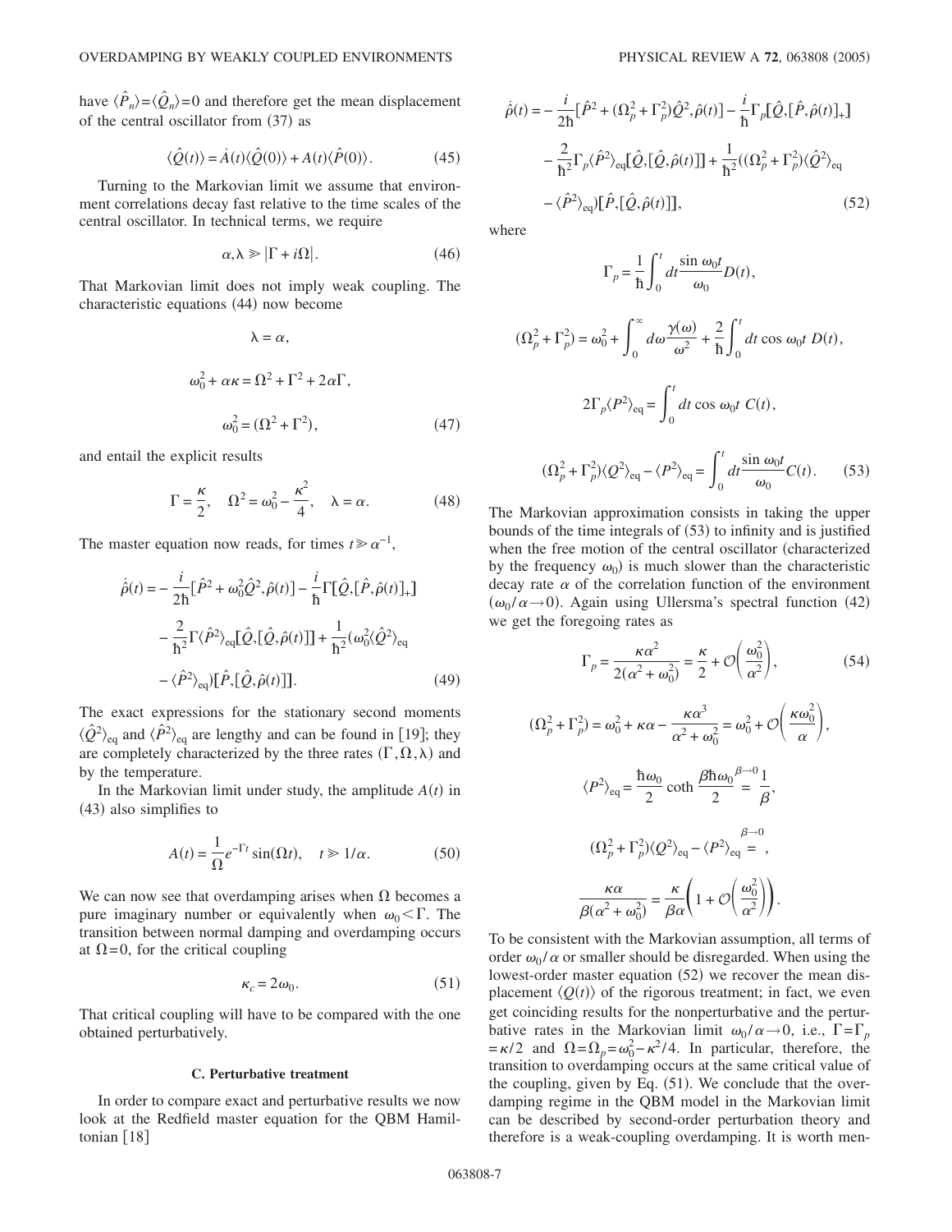have $\langle \hat{P}_n \rangle = \langle \hat{Q}_n \rangle = 0$ and therefore get the mean displacement of the central oscillator from (37) as

$$\langle \hat{Q}(t) \rangle = \dot{A}(t) \langle \hat{Q}(0) \rangle + A(t) \langle \hat{P}(0) \rangle. \tag{45}$$

Turning to the Markovian limit we assume that environment correlations decay fast relative to the time scales of the central oscillator. In technical terms, we require

$$\alpha, \lambda \gg |\Gamma + i\Omega|. \tag{46}$$

That Markovian limit does not imply weak coupling. The characteristic equations (44) now become

$$\lambda = \alpha,$$

$$\omega_0^2 + \alpha\kappa = \Omega^2 + \Gamma^2 + 2\alpha\Gamma,$$

$$\omega_0^2 = (\Omega^2 + \Gamma^2), \tag{47}$$

and entail the explicit results

$$\Gamma = \frac{\kappa}{2}, \quad \Omega^2 = \omega_0^2 - \frac{\kappa^2}{4}, \quad \lambda = \alpha. \tag{48}$$

The master equation now reads, for times $t \gg \alpha^{-1}$,

$$\begin{aligned}
\dot{\hat{\rho}}(t) = & -\frac{i}{2\hbar}[\hat{P}^2 + \omega_0^2 \hat{Q}^2, \hat{\rho}(t)] - \frac{i}{\hbar}\Gamma[\hat{Q},[\hat{P},\hat{\rho}(t)]_+] \\
& - \frac{2}{\hbar^2}\Gamma\langle \hat{P}^2 \rangle_{\text{eq}}[\hat{Q},[\hat{Q},\hat{\rho}(t)]] + \frac{1}{\hbar^2}(\omega_0^2 \langle \hat{Q}^2 \rangle_{\text{eq}} \\
& - \langle \hat{P}^2 \rangle_{\text{eq}})[\hat{P},[\hat{Q},\hat{\rho}(t)]].
\end{aligned} \tag{49}$$

The exact expressions for the stationary second moments $\langle \hat{Q}^2 \rangle_{\text{eq}}$ and $\langle \hat{P}^2 \rangle_{\text{eq}}$ are lengthy and can be found in [19]; they are completely characterized by the three rates $(\Gamma, \Omega, \lambda)$ and by the temperature.

In the Markovian limit under study, the amplitude $A(t)$ in (43) also simplifies to

$$A(t) = \frac{1}{\Omega} e^{-\Gamma t} \sin(\Omega t), \quad t \gg 1/\alpha. \tag{50}$$

We can now see that overdamping arises when $\Omega$ becomes a pure imaginary number or equivalently when $\omega_0 < \Gamma$. The transition between normal damping and overdamping occurs at $\Omega = 0$, for the critical coupling

$$\kappa_c = 2\omega_0. \tag{51}$$

That critical coupling will have to be compared with the one obtained perturbatively.

### C. Perturbative treatment

In order to compare exact and perturbative results we now look at the Redfield master equation for the QBM Hamiltonian [18]

$$\begin{aligned}
\dot{\hat{\rho}}(t) = & -\frac{i}{2\hbar}[\hat{P}^2 + (\Omega_p^2 + \Gamma_p^2)\hat{Q}^2, \hat{\rho}(t)] - \frac{i}{\hbar}\Gamma_p[\hat{Q},[\hat{P},\hat{\rho}(t)]_+] \\
& - \frac{2}{\hbar^2}\Gamma_p\langle \hat{P}^2 \rangle_{\text{eq}}[\hat{Q},[\hat{Q},\hat{\rho}(t)]] + \frac{1}{\hbar^2}((\Omega_p^2 + \Gamma_p^2)\langle \hat{Q}^2 \rangle_{\text{eq}} \\
& - \langle \hat{P}^2 \rangle_{\text{eq}})[\hat{P},[\hat{Q},\hat{\rho}(t)]],
\end{aligned} \tag{52}$$

where

$$\Gamma_p = \frac{1}{\hbar}\int_0^t dt \frac{\sin \omega_0 t}{\omega_0} D(t),$$

$$(\Omega_p^2 + \Gamma_p^2) = \omega_0^2 + \int_0^\infty d\omega \frac{\gamma(\omega)}{\omega^2} + \frac{2}{\hbar}\int_0^t dt \cos \omega_0 t \, D(t),$$

$$2\Gamma_p \langle P^2 \rangle_{\text{eq}} = \int_0^t dt \cos \omega_0 t \, C(t),$$

$$(\Omega_p^2 + \Gamma_p^2)\langle Q^2 \rangle_{\text{eq}} - \langle P^2 \rangle_{\text{eq}} = \int_0^t dt \frac{\sin \omega_0 t}{\omega_0} C(t). \tag{53}$$

The Markovian approximation consists in taking the upper bounds of the time integrals of (53) to infinity and is justified when the free motion of the central oscillator (characterized by the frequency $\omega_0$) is much slower than the characteristic decay rate $\alpha$ of the correlation function of the environment ($\omega_0/\alpha \to 0$). Again using Ullersma's spectral function (42) we get the foregoing rates as

$$\Gamma_p = \frac{\kappa\alpha^2}{2(\alpha^2 + \omega_0^2)} = \frac{\kappa}{2} + \mathcal{O}\left(\frac{\omega_0^2}{\alpha^2}\right), \tag{54}$$

$$(\Omega_p^2 + \Gamma_p^2) = \omega_0^2 + \kappa\alpha - \frac{\kappa\alpha^3}{\alpha^2 + \omega_0^2} = \omega_0^2 + \mathcal{O}\left(\frac{\kappa\omega_0^2}{\alpha}\right),$$

$$\langle P^2 \rangle_{\text{eq}} = \frac{\hbar\omega_0}{2} \coth \frac{\beta\hbar\omega_0}{2} \overset{\beta \to 0}{=} \frac{1}{\beta},$$

$$(\Omega_p^2 + \Gamma_p^2)\langle Q^2 \rangle_{\text{eq}} - \langle P^2 \rangle_{\text{eq}} \overset{\beta \to 0}{=},$$

$$\frac{\kappa\alpha}{\beta(\alpha^2 + \omega_0^2)} = \frac{\kappa}{\beta\alpha}\left(1 + \mathcal{O}\left(\frac{\omega_0^2}{\alpha^2}\right)\right).$$

To be consistent with the Markovian assumption, all terms of order $\omega_0/\alpha$ or smaller should be disregarded. When using the lowest-order master equation (52) we recover the mean displacement $\langle Q(t) \rangle$ of the rigorous treatment; in fact, we even get coinciding results for the nonperturbative and the perturbative rates in the Markovian limit $\omega_0/\alpha \to 0$, i.e., $\Gamma = \Gamma_p = \kappa/2$ and $\Omega = \Omega_p = \omega_0^2 - \kappa^2/4$. In particular, therefore, the transition to overdamping occurs at the same critical value of the coupling, given by Eq. (51). We conclude that the overdamping regime in the QBM model in the Markovian limit can be described by second-order perturbation theory and therefore is a weak-coupling overdamping. It is worth men-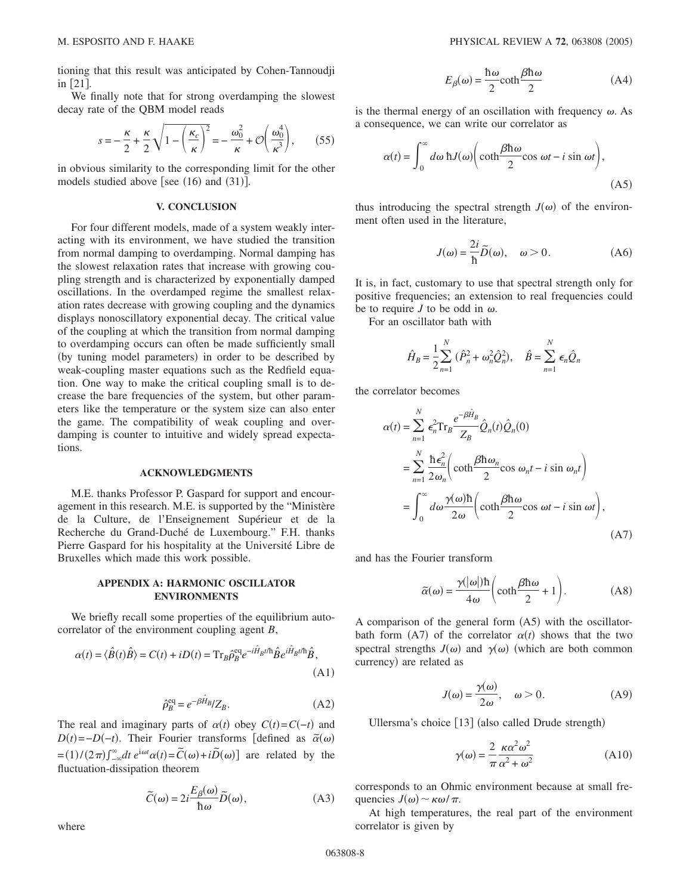tioning that this result was anticipated by Cohen-Tannoudji in [21].

We finally note that for strong overdamping the slowest decay rate of the QBM model reads

$$s = -\frac{\kappa}{2} + \frac{\kappa}{2}\sqrt{1-\left(\frac{\kappa_c}{\kappa}\right)^2} = -\frac{\omega_0^2}{\kappa} + \mathcal{O}\left(\frac{\omega_0^4}{\kappa^3}\right), \qquad (55)$$

in obvious similarity to the corresponding limit for the other models studied above [see (16) and (31)].

## V. CONCLUSION

For four different models, made of a system weakly interacting with its environment, we have studied the transition from normal damping to overdamping. Normal damping has the slowest relaxation rates that increase with growing coupling strength and is characterized by exponentially damped oscillations. In the overdamped regime the smallest relaxation rates decrease with growing coupling and the dynamics displays nonoscillatory exponential decay. The critical value of the coupling at which the transition from normal damping to overdamping occurs can often be made sufficiently small (by tuning model parameters) in order to be described by weak-coupling master equations such as the Redfield equation. One way to make the critical coupling small is to decrease the bare frequencies of the system, but other parameters like the temperature or the system size can also enter the game. The compatibility of weak coupling and overdamping is counter to intuitive and widely spread expectations.

## ACKNOWLEDGMENTS

M.E. thanks Professor P. Gaspard for support and encouragement in this research. M.E. is supported by the "Ministère de la Culture, de l'Enseignement Supérieur et de la Recherche du Grand-Duché de Luxembourg." F.H. thanks Pierre Gaspard for his hospitality at the Université Libre de Bruxelles which made this work possible.

## APPENDIX A: HARMONIC OSCILLATOR ENVIRONMENTS

We briefly recall some properties of the equilibrium autocorrelator of the environment coupling agent $B$,

$$\alpha(t) = \langle \hat{B}(t)\hat{B}\rangle = C(t) + iD(t) = \mathrm{Tr}_B \hat{\rho}_B^{\mathrm{eq}} e^{-i\hat{H}_B t/\hbar}\hat{B}e^{i\hat{H}_B t/\hbar}\hat{B}, \qquad (\mathrm{A1})$$

$$\hat{\rho}_B^{\mathrm{eq}} = e^{-\beta \hat{H}_B}/Z_B. \qquad (\mathrm{A2})$$

The real and imaginary parts of $\alpha(t)$ obey $C(t)=C(-t)$ and $D(t)=-D(-t)$. Their Fourier transforms [defined as $\tilde{\alpha}(\omega) = (1)/(2\pi)\int_{-\infty}^{\infty}dt\, e^{i\omega t}\alpha(t) = \tilde{C}(\omega)+i\tilde{D}(\omega)$] are related by the fluctuation-dissipation theorem

$$\tilde{C}(\omega) = 2i\frac{E_\beta(\omega)}{\hbar\omega}\tilde{D}(\omega), \qquad (\mathrm{A3})$$

where

$$E_\beta(\omega) = \frac{\hbar\omega}{2}\coth\frac{\beta\hbar\omega}{2} \qquad (\mathrm{A4})$$

is the thermal energy of an oscillation with frequency $\omega$. As a consequence, we can write our correlator as

$$\alpha(t) = \int_0^\infty d\omega\, \hbar J(\omega)\left(\coth\frac{\beta\hbar\omega}{2}\cos\omega t - i\sin\omega t\right), \qquad (\mathrm{A5})$$

thus introducing the spectral strength $J(\omega)$ of the environment often used in the literature,

$$J(\omega) = \frac{2i}{\hbar}\tilde{D}(\omega), \quad \omega > 0. \qquad (\mathrm{A6})$$

It is, in fact, customary to use that spectral strength only for positive frequencies; an extension to real frequencies could be to require $J$ to be odd in $\omega$.

For an oscillator bath with

$$\hat{H}_B = \frac{1}{2}\sum_{n=1}^{N}(\hat{P}_n^2 + \omega_n^2\hat{Q}_n^2), \quad \hat{B} = \sum_{n=1}^{N}\epsilon_n\hat{Q}_n$$

the correlator becomes

$$\begin{aligned}\alpha(t) &= \sum_{n=1}^{N}\epsilon_n^2 \mathrm{Tr}_B\frac{e^{-\beta\hat{H}_B}}{Z_B}\hat{Q}_n(t)\hat{Q}_n(0)\\ &= \sum_{n=1}^{N}\frac{\hbar\epsilon_n^2}{2\omega_n}\left(\coth\frac{\beta\hbar\omega_n}{2}\cos\omega_n t - i\sin\omega_n t\right)\\ &= \int_0^\infty d\omega\frac{\gamma(\omega)\hbar}{2\omega}\left(\coth\frac{\beta\hbar\omega}{2}\cos\omega t - i\sin\omega t\right),\end{aligned} \qquad (\mathrm{A7})$$

and has the Fourier transform

$$\tilde{\alpha}(\omega) = \frac{\gamma(|\omega|)\hbar}{4\omega}\left(\coth\frac{\beta\hbar\omega}{2}+1\right). \qquad (\mathrm{A8})$$

A comparison of the general form (A5) with the oscillator-bath form (A7) of the correlator $\alpha(t)$ shows that the two spectral strengths $J(\omega)$ and $\gamma(\omega)$ (which are both common currency) are related as

$$J(\omega) = \frac{\gamma(\omega)}{2\omega}, \quad \omega > 0. \qquad (\mathrm{A9})$$

Ullersma's choice [13] (also called Drude strength)

$$\gamma(\omega) = \frac{2}{\pi}\frac{\kappa\alpha^2\omega^2}{\alpha^2+\omega^2} \qquad (\mathrm{A10})$$

corresponds to an Ohmic environment because at small frequencies $J(\omega) \sim \kappa\omega/\pi$.

At high temperatures, the real part of the environment correlator is given by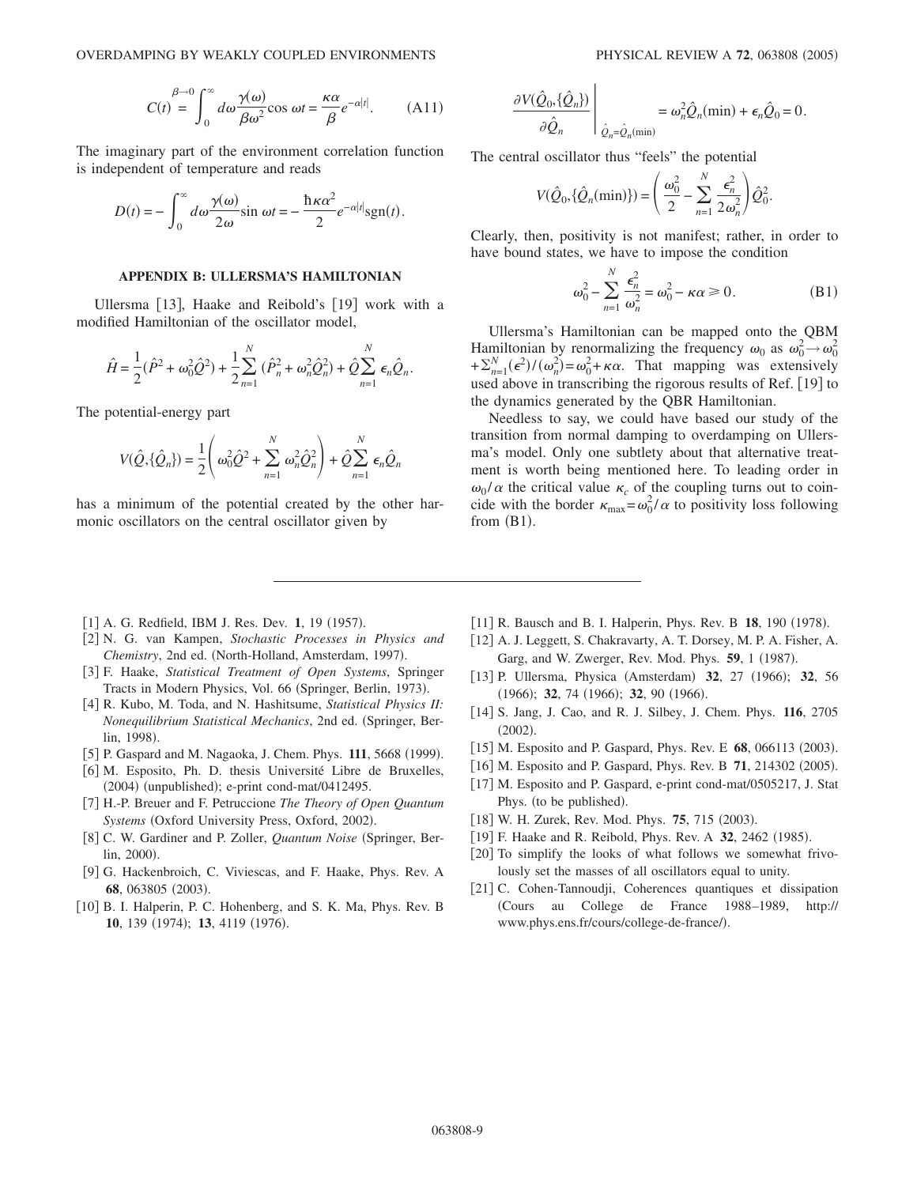$$C(t) \overset{\beta\to 0}{=} \int_0^\infty d\omega \frac{\gamma(\omega)}{\beta\omega^2}\cos\omega t = \frac{\kappa\alpha}{\beta}e^{-\alpha|t|}. \quad \text{(A11)}$$

The imaginary part of the environment correlation function is independent of temperature and reads

$$D(t) = -\int_0^\infty d\omega \frac{\gamma(\omega)}{2\omega}\sin\omega t = -\frac{\hbar\kappa\alpha^2}{2}e^{-\alpha|t|}\mathrm{sgn}(t).$$

### APPENDIX B: ULLERSMA'S HAMILTONIAN

Ullersma [13], Haake and Reibold's [19] work with a modified Hamiltonian of the oscillator model,

$$\hat{H} = \frac{1}{2}(\hat{P}^2 + \omega_0^2\hat{Q}^2) + \frac{1}{2}\sum_{n=1}^{N}(\hat{P}_n^2 + \omega_n^2\hat{Q}_n^2) + \hat{Q}\sum_{n=1}^{N}\epsilon_n\hat{Q}_n.$$

The potential-energy part

$$V(\hat{Q},\{\hat{Q}_n\}) = \frac{1}{2}\left(\omega_0^2\hat{Q}^2 + \sum_{n=1}^{N}\omega_n^2\hat{Q}_n^2\right) + \hat{Q}\sum_{n=1}^{N}\epsilon_n\hat{Q}_n$$

has a minimum of the potential created by the other harmonic oscillators on the central oscillator given by

$$\left.\frac{\partial V(\hat{Q}_0,\{\hat{Q}_n\})}{\partial\hat{Q}_n}\right|_{\hat{Q}_n=\hat{Q}_n(\min)} = \omega_n^2\hat{Q}_n(\min) + \epsilon_n\hat{Q}_0 = 0.$$

The central oscillator thus "feels" the potential

$$V(\hat{Q}_0,\{\hat{Q}_n(\min)\}) = \left(\frac{\omega_0^2}{2} - \sum_{n=1}^{N}\frac{\epsilon_n^2}{2\omega_n^2}\right)\hat{Q}_0^2.$$

Clearly, then, positivity is not manifest; rather, in order to have bound states, we have to impose the condition

$$\omega_0^2 - \sum_{n=1}^{N}\frac{\epsilon_n^2}{\omega_n^2} = \omega_0^2 - \kappa\alpha \geq 0. \quad \text{(B1)}$$

Ullersma's Hamiltonian can be mapped onto the QBM Hamiltonian by renormalizing the frequency $\omega_0$ as $\omega_0^2 \to \omega_0^2 + \sum_{n=1}^{N}(\epsilon^2)/(\omega_n^2) = \omega_0^2 + \kappa\alpha$. That mapping was extensively used above in transcribing the rigorous results of Ref. [19] to the dynamics generated by the QBR Hamiltonian.

Needless to say, we could have based our study of the transition from normal damping to overdamping on Ullersma's model. Only one subtlety about that alternative treatment is worth being mentioned here. To leading order in $\omega_0/\alpha$ the critical value $\kappa_c$ of the coupling turns out to coincide with the border $\kappa_{\max} = \omega_0^2/\alpha$ to positivity loss following from (B1).

---

[1] A. G. Redfield, IBM J. Res. Dev. **1**, 19 (1957).

[2] N. G. van Kampen, *Stochastic Processes in Physics and Chemistry*, 2nd ed. (North-Holland, Amsterdam, 1997).

[3] F. Haake, *Statistical Treatment of Open Systems*, Springer Tracts in Modern Physics, Vol. 66 (Springer, Berlin, 1973).

[4] R. Kubo, M. Toda, and N. Hashitsume, *Statistical Physics II: Nonequilibrium Statistical Mechanics*, 2nd ed. (Springer, Berlin, 1998).

[5] P. Gaspard and M. Nagaoka, J. Chem. Phys. **111**, 5668 (1999).

[6] M. Esposito, Ph. D. thesis Université Libre de Bruxelles, (2004) (unpublished); e-print cond-mat/0412495.

[7] H.-P. Breuer and F. Petruccione *The Theory of Open Quantum Systems* (Oxford University Press, Oxford, 2002).

[8] C. W. Gardiner and P. Zoller, *Quantum Noise* (Springer, Berlin, 2000).

[9] G. Hackenbroich, C. Viviescas, and F. Haake, Phys. Rev. A **68**, 063805 (2003).

[10] B. I. Halperin, P. C. Hohenberg, and S. K. Ma, Phys. Rev. B **10**, 139 (1974); **13**, 4119 (1976).

[11] R. Bausch and B. I. Halperin, Phys. Rev. B **18**, 190 (1978).

[12] A. J. Leggett, S. Chakravarty, A. T. Dorsey, M. P. A. Fisher, A. Garg, and W. Zwerger, Rev. Mod. Phys. **59**, 1 (1987).

[13] P. Ullersma, Physica (Amsterdam) **32**, 27 (1966); **32**, 56 (1966); **32**, 74 (1966); **32**, 90 (1966).

[14] S. Jang, J. Cao, and R. J. Silbey, J. Chem. Phys. **116**, 2705 (2002).

[15] M. Esposito and P. Gaspard, Phys. Rev. E **68**, 066113 (2003).

[16] M. Esposito and P. Gaspard, Phys. Rev. B **71**, 214302 (2005).

[17] M. Esposito and P. Gaspard, e-print cond-mat/0505217, J. Stat Phys. (to be published).

[18] W. H. Zurek, Rev. Mod. Phys. **75**, 715 (2003).

[19] F. Haake and R. Reibold, Phys. Rev. A **32**, 2462 (1985).

[20] To simplify the looks of what follows we somewhat frivolously set the masses of all oscillators equal to unity.

[21] C. Cohen-Tannoudji, Coherences quantiques et dissipation (Cours au College de France 1988–1989, http://www.phys.ens.fr/cours/college-de-france/).